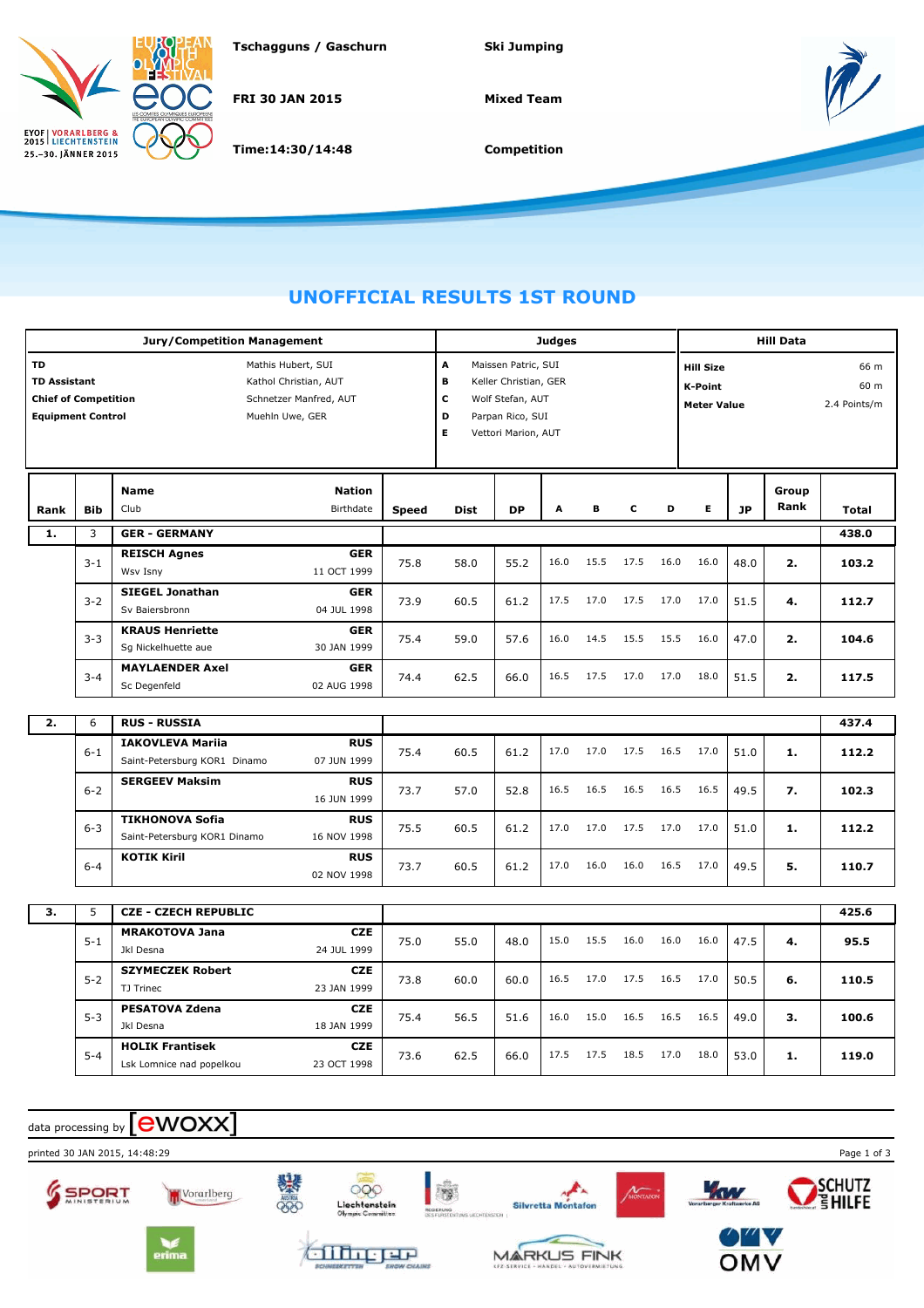Tschagguns / Gaschurn

FRI 30 JAN 2015

Time:14:30/14:48

Ski Jumping

Mixed Team

Competition

# UNOFFICIAL RESULTS 1ST ROUND

| Jury/Competition Management | |
|---|---|
| **TD** | Mathis Hubert, SUI |
| **TD Assistant** | Kathol Christian, AUT |
| **Chief of Competition** | Schnetzer Manfred, AUT |
| **Equipment Control** | Muehln Uwe, GER |

| Judges | |
|---|---|
| **A** | Maissen Patric, SUI |
| **B** | Keller Christian, GER |
| **C** | Wolf Stefan, AUT |
| **D** | Parpan Rico, SUI |
| **E** | Vettori Marion, AUT |

| Hill Data | |
|---|---|
| **Hill Size** | 66 m |
| **K-Point** | 60 m |
| **Meter Value** | 2.4 Points/m |

| Rank | Bib | Name / Club | Nation / Birthdate | Speed | Dist | DP | A | B | C | D | E | JP | Group Rank | Total |
|---|---|---|---|---|---|---|---|---|---|---|---|---|---|---|
| **1.** | 3 | **GER - GERMANY** | | | | | | | | | | | | **438.0** |
| | 3-1 | **REISCH Agnes** / Wsv Isny | **GER** / 11 OCT 1999 | 75.8 | 58.0 | 55.2 | 16.0 | 15.5 | 17.5 | 16.0 | 16.0 | 48.0 | **2.** | **103.2** |
| | 3-2 | **SIEGEL Jonathan** / Sv Baiersbronn | **GER** / 04 JUL 1998 | 73.9 | 60.5 | 61.2 | 17.5 | 17.0 | 17.5 | 17.0 | 17.0 | 51.5 | **4.** | **112.7** |
| | 3-3 | **KRAUS Henriette** / Sg Nickelhuette aue | **GER** / 30 JAN 1999 | 75.4 | 59.0 | 57.6 | 16.0 | 14.5 | 15.5 | 15.5 | 16.0 | 47.0 | **2.** | **104.6** |
| | 3-4 | **MAYLAENDER Axel** / Sc Degenfeld | **GER** / 02 AUG 1998 | 74.4 | 62.5 | 66.0 | 16.5 | 17.5 | 17.0 | 17.0 | 18.0 | 51.5 | **2.** | **117.5** |
| **2.** | 6 | **RUS - RUSSIA** | | | | | | | | | | | | **437.4** |
| | 6-1 | **IAKOVLEVA Mariia** / Saint-Petersburg KOR1 Dinamo | **RUS** / 07 JUN 1999 | 75.4 | 60.5 | 61.2 | 17.0 | 17.0 | 17.5 | 16.5 | 17.0 | 51.0 | **1.** | **112.2** |
| | 6-2 | **SERGEEV Maksim** | **RUS** / 16 JUN 1999 | 73.7 | 57.0 | 52.8 | 16.5 | 16.5 | 16.5 | 16.5 | 16.5 | 49.5 | **7.** | **102.3** |
| | 6-3 | **TIKHONOVA Sofia** / Saint-Petersburg KOR1 Dinamo | **RUS** / 16 NOV 1998 | 75.5 | 60.5 | 61.2 | 17.0 | 17.0 | 17.5 | 17.0 | 17.0 | 51.0 | **1.** | **112.2** |
| | 6-4 | **KOTIK Kiril** | **RUS** / 02 NOV 1998 | 73.7 | 60.5 | 61.2 | 17.0 | 16.0 | 16.0 | 16.5 | 17.0 | 49.5 | **5.** | **110.7** |
| **3.** | 5 | **CZE - CZECH REPUBLIC** | | | | | | | | | | | | **425.6** |
| | 5-1 | **MRAKOTOVA Jana** / Jkl Desna | **CZE** / 24 JUL 1999 | 75.0 | 55.0 | 48.0 | 15.0 | 15.5 | 16.0 | 16.0 | 16.0 | 47.5 | **4.** | **95.5** |
| | 5-2 | **SZYMECZEK Robert** / TJ Trinec | **CZE** / 23 JAN 1999 | 73.8 | 60.0 | 60.0 | 16.5 | 17.0 | 17.5 | 16.5 | 17.0 | 50.5 | **6.** | **110.5** |
| | 5-3 | **PESATOVA Zdena** / Jkl Desna | **CZE** / 18 JAN 1999 | 75.4 | 56.5 | 51.6 | 16.0 | 15.0 | 16.5 | 16.5 | 16.5 | 49.0 | **3.** | **100.6** |
| | 5-4 | **HOLIK Frantisek** / Lsk Lomnice nad popelkou | **CZE** / 23 OCT 1998 | 73.6 | 62.5 | 66.0 | 17.5 | 17.5 | 18.5 | 17.0 | 18.0 | 53.0 | **1.** | **119.0** |

data processing by [ewoxx]

printed 30 JAN 2015, 14:48:29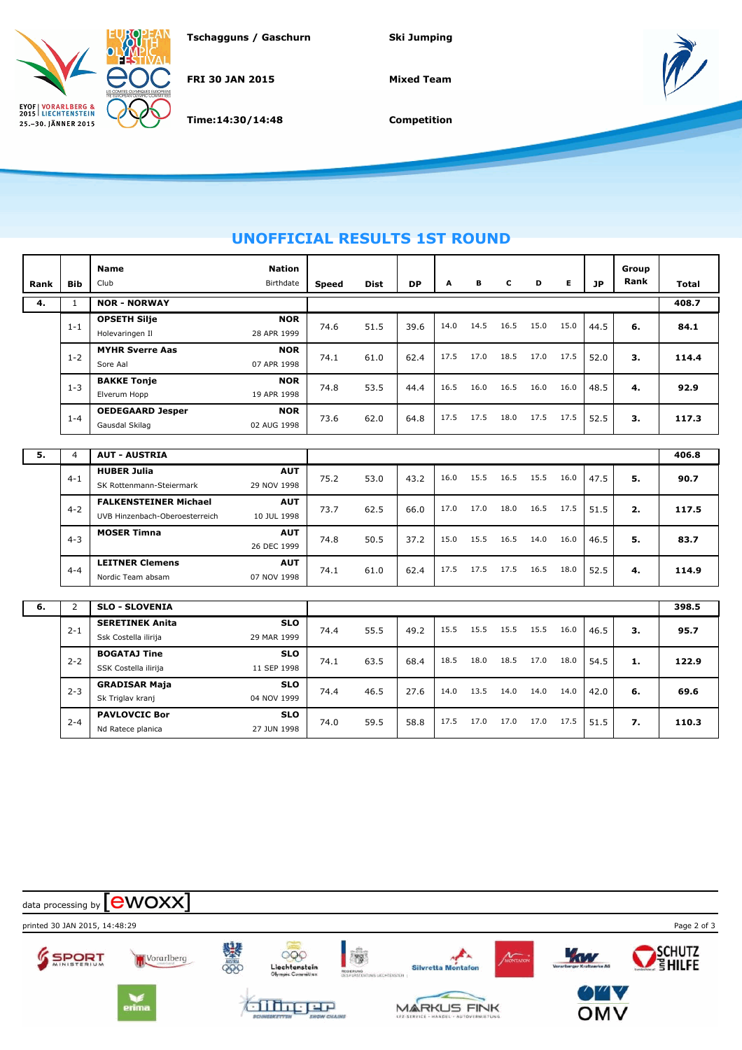Tschagguns / Gaschurn

FRI 30 JAN 2015

Time:14:30/14:48

Ski Jumping

Mixed Team

Competition

## UNOFFICIAL RESULTS 1ST ROUND

| Rank | Bib | Name / Club | Nation / Birthdate | Speed | Dist | DP | A | B | C | D | E | JP | Group Rank | Total |
|---|---|---|---|---|---|---|---|---|---|---|---|---|---|---|
| **4.** | 1 | **NOR - NORWAY** | | | | | | | | | | | | **408.7** |
| | 1-1 | **OPSETH Silje** / Holevaringen Il | **NOR** / 28 APR 1999 | 74.6 | 51.5 | 39.6 | 14.0 | 14.5 | 16.5 | 15.0 | 15.0 | 44.5 | **6.** | **84.1** |
| | 1-2 | **MYHR Sverre Aas** / Sore Aal | **NOR** / 07 APR 1998 | 74.1 | 61.0 | 62.4 | 17.5 | 17.0 | 18.5 | 17.0 | 17.5 | 52.0 | **3.** | **114.4** |
| | 1-3 | **BAKKE Tonje** / Elverum Hopp | **NOR** / 19 APR 1998 | 74.8 | 53.5 | 44.4 | 16.5 | 16.0 | 16.5 | 16.0 | 16.0 | 48.5 | **4.** | **92.9** |
| | 1-4 | **OEDEGAARD Jesper** / Gausdal Skilag | **NOR** / 02 AUG 1998 | 73.6 | 62.0 | 64.8 | 17.5 | 17.5 | 18.0 | 17.5 | 17.5 | 52.5 | **3.** | **117.3** |
| **5.** | 4 | **AUT - AUSTRIA** | | | | | | | | | | | | **406.8** |
| | 4-1 | **HUBER Julia** / SK Rottenmann-Steiermark | **AUT** / 29 NOV 1998 | 75.2 | 53.0 | 43.2 | 16.0 | 15.5 | 16.5 | 15.5 | 16.0 | 47.5 | **5.** | **90.7** |
| | 4-2 | **FALKENSTEINER Michael** / UVB Hinzenbach-Oberoesterreich | **AUT** / 10 JUL 1998 | 73.7 | 62.5 | 66.0 | 17.0 | 17.0 | 18.0 | 16.5 | 17.5 | 51.5 | **2.** | **117.5** |
| | 4-3 | **MOSER Timna** | **AUT** / 26 DEC 1999 | 74.8 | 50.5 | 37.2 | 15.0 | 15.5 | 16.5 | 14.0 | 16.0 | 46.5 | **5.** | **83.7** |
| | 4-4 | **LEITNER Clemens** / Nordic Team absam | **AUT** / 07 NOV 1998 | 74.1 | 61.0 | 62.4 | 17.5 | 17.5 | 17.5 | 16.5 | 18.0 | 52.5 | **4.** | **114.9** |
| **6.** | 2 | **SLO - SLOVENIA** | | | | | | | | | | | | **398.5** |
| | 2-1 | **SERETINEK Anita** / Ssk Costella ilirija | **SLO** / 29 MAR 1999 | 74.4 | 55.5 | 49.2 | 15.5 | 15.5 | 15.5 | 15.5 | 16.0 | 46.5 | **3.** | **95.7** |
| | 2-2 | **BOGATAJ Tine** / SSK Costella ilirija | **SLO** / 11 SEP 1998 | 74.1 | 63.5 | 68.4 | 18.5 | 18.0 | 18.5 | 17.0 | 18.0 | 54.5 | **1.** | **122.9** |
| | 2-3 | **GRADISAR Maja** / Sk Triglav kranj | **SLO** / 04 NOV 1999 | 74.4 | 46.5 | 27.6 | 14.0 | 13.5 | 14.0 | 14.0 | 14.0 | 42.0 | **6.** | **69.6** |
| | 2-4 | **PAVLOVCIC Bor** / Nd Ratece planica | **SLO** / 27 JUN 1998 | 74.0 | 59.5 | 58.8 | 17.5 | 17.0 | 17.0 | 17.0 | 17.5 | 51.5 | **7.** | **110.3** |

data processing by [ewoxx]

printed 30 JAN 2015, 14:48:29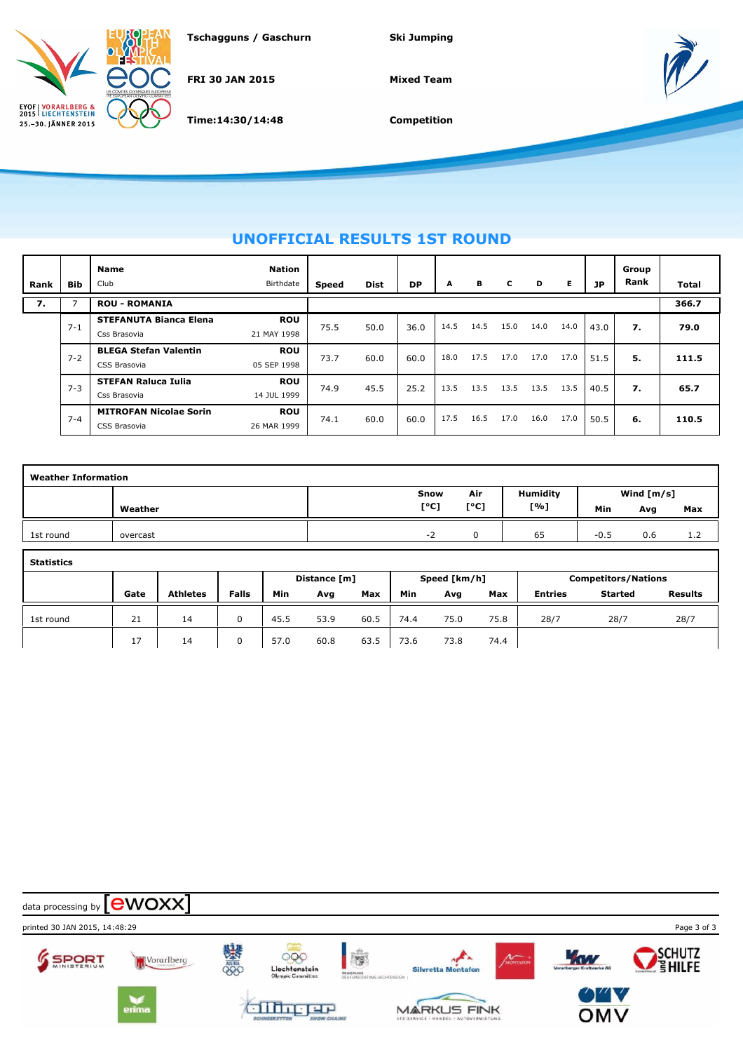Tschagguns / Gaschurn

FRI 30 JAN 2015

Time:14:30/14:48

Ski Jumping

Mixed Team

Competition

## UNOFFICIAL RESULTS 1ST ROUND

| Rank | Bib | Name / Club | Nation / Birthdate | Speed | Dist | DP | A | B | C | D | E | JP | Group Rank | Total |
|---|---|---|---|---|---|---|---|---|---|---|---|---|---|---|
| **7.** | 7 | **ROU - ROMANIA** | | | | | | | | | | | | **366.7** |
| | 7-1 | **STEFANUTA Bianca Elena** Css Brasovia | **ROU** 21 MAY 1998 | 75.5 | 50.0 | 36.0 | 14.5 | 14.5 | 15.0 | 14.0 | 14.0 | 43.0 | **7.** | **79.0** |
| | 7-2 | **BLEGA Stefan Valentin** CSS Brasovia | **ROU** 05 SEP 1998 | 73.7 | 60.0 | 60.0 | 18.0 | 17.5 | 17.0 | 17.0 | 17.0 | 51.5 | **5.** | **111.5** |
| | 7-3 | **STEFAN Raluca Iulia** Css Brasovia | **ROU** 14 JUL 1999 | 74.9 | 45.5 | 25.2 | 13.5 | 13.5 | 13.5 | 13.5 | 13.5 | 40.5 | **7.** | **65.7** |
| | 7-4 | **MITROFAN Nicolae Sorin** CSS Brasovia | **ROU** 26 MAR 1999 | 74.1 | 60.0 | 60.0 | 17.5 | 16.5 | 17.0 | 16.0 | 17.0 | 50.5 | **6.** | **110.5** |

**Weather Information**

| | Weather | Snow [°C] | Air [°C] | Humidity [%] | Wind [m/s] Min | Avg | Max |
|---|---|---|---|---|---|---|---|
| 1st round | overcast | -2 | 0 | 65 | -0.5 | 0.6 | 1.2 |

**Statistics**

| | Gate | Athletes | Falls | Distance [m] Min | Avg | Max | Speed [km/h] Min | Avg | Max | Competitors/Nations Entries | Started | Results |
|---|---|---|---|---|---|---|---|---|---|---|---|---|
| 1st round | 21 | 14 | 0 | 45.5 | 53.9 | 60.5 | 74.4 | 75.0 | 75.8 | 28/7 | 28/7 | 28/7 |
| | 17 | 14 | 0 | 57.0 | 60.8 | 63.5 | 73.6 | 73.8 | 74.4 | | | |

data processing by [ewoxx]

printed 30 JAN 2015, 14:48:29